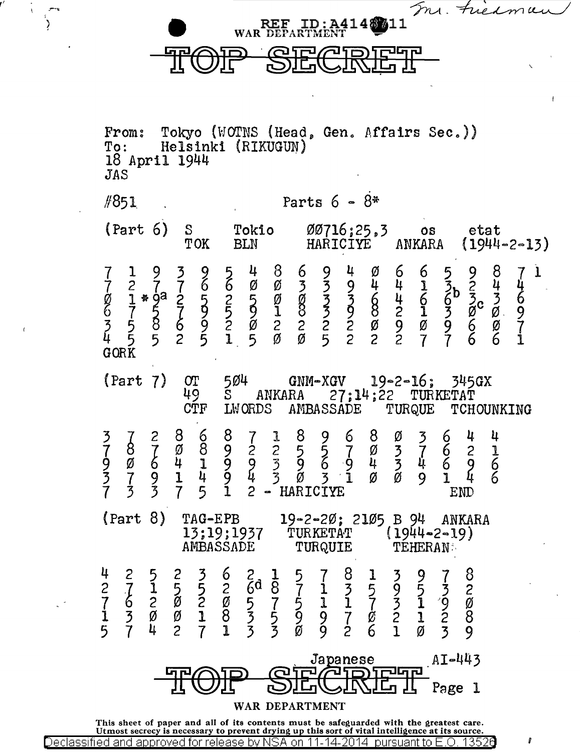Mr. Friedman

REF ID:A4148711

WAR DEPARTMENT

# TOP SECRET

From: Tokyo (WOTNS (Head, Gen. Affairs Sec.))
To: Helsinki (RIKUGUN)
18 April 1944
JAS

#851 Parts 6 - 8*

```
(Part 6)  S      Tokio   ØØ716;25,3    os       etat
          TOK    BLN     HARICIYE      ANKARA   (1944-2-13)

7  1  9    3  9  5  4  8  6  9  4  Ø  6  6  5   9   8  7  1
7  2  7    7  6  6  Ø  Ø  3  3  9  4  4  1  3b  2   4  4
Ø  1  *9a  2  5  2  5  Ø  Ø  3  3  6  4  6  6   3c  3  6
6  7  5    7  9  5  9  1  8  3  9  8  2  1  3   Ø   Ø  9
3  5  8    6  9  2  Ø  2  2  2  2  Ø  9  Ø  9   6   Ø  7
4  5  5    2  5  1  5  Ø  Ø  5  2  2  2  7  7   6   6  1
GORK

(Part 7)  OT     5Ø4      GNM-XGV     19-2-16;    345GX
          49     S    ANKARA    27;14;22    TURKETAT
          CTF    LWORDS   AMBASSADE    TURQUE    TCHOUNKING

3  7  2  8  6  8  7  1  8  9  6  8  Ø  3  6  4  4
7  8  7  Ø  8  9  2  2  5  5  7  Ø  3  7  6  2  1
9  Ø  6  4  1  9  9  3  9  6  9  4  3  4  6  9  6
3  7  9  1  4  9  4  3  Ø  3  1  Ø  Ø  9  1  4  6
7  3  3  7  5  1  2  - HARICIYE                END

(Part 8)  TAG-EPB       19-2-2Ø;  21Ø5 B 94   ANKARA
          13;19;1937    TURKETAT      (1944-2-19)
          AMBASSADE     TURQUIE       TEHERAN

4  2  5  2  3  6  2   1  5  7  8  1  3  9  7  8
2  7  1  5  5  2  6d  8  7  1  3  5  9  5  3  2
7  6  2  Ø  2  Ø  5   7  5  1  1  7  3  1  9  Ø
1  3  Ø  Ø  1  8  3   5  9  9  7  Ø  2  1  2  8
5  7  4  2  7  1  3   3  Ø  9  2  6  1  Ø  3  9
```

Japanese AI-443

TOP SECRET

WAR DEPARTMENT

This sheet of paper and all of its contents must be safeguarded with the greatest care. Utmost secrecy is necessary to prevent drying up this sort of vital intelligence at its source.

Declassified and approved for release by NSA on 11-14-2014 pursuant to E.O. 13526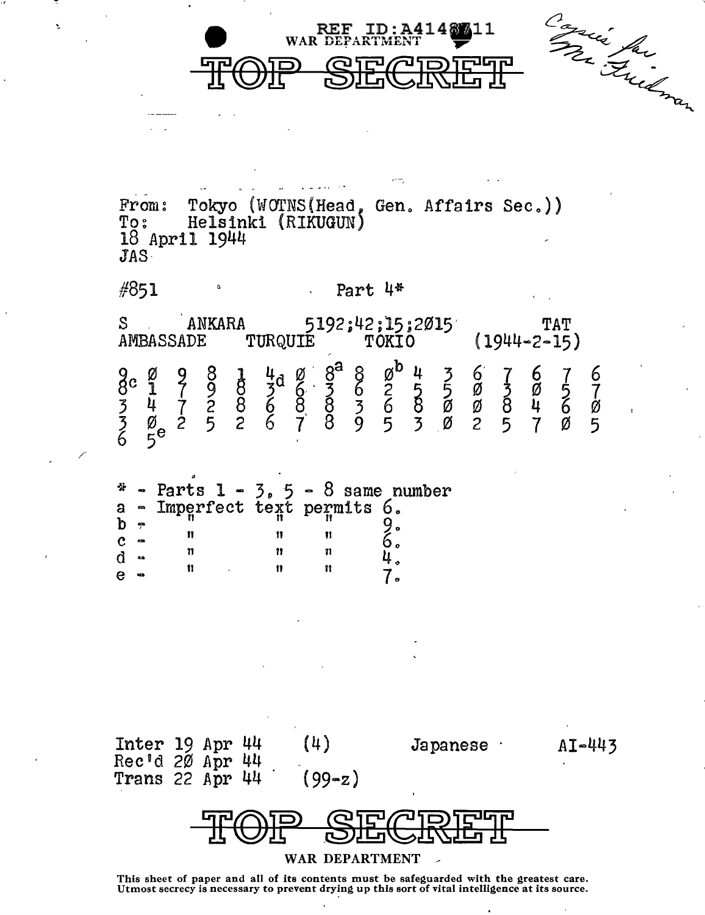REF ID:A4148711
WAR DEPARTMENT

# TOP SECRET

*Copies for Mr. Friedman*

From: Tokyo (WOTNS(Head, Gen. Affairs Sec.))
To: Helsinki (RIKUGUN)
18 April 1944
JAS

#851 Part 4*

S ANKARA 5192;42;15;2015 TAT
AMBASSADE TURQUIE TOKIO (1944-2-15)

```
9   Ø  9  8  1  4   Ø  8a  8  Øb  4  3  6  7  6  7  6
8c  1  7  9  8  3d  6  3   6  2   5  5  Ø  3  Ø  5  7
3   4  7  2  8  6   8  8   3  6   8  Ø  Ø  8  4  6  Ø
3   Ø  2  5  2  6   7  8   9  5   3  Ø  2  5  7  Ø  5
6   5e
```

\* - Parts 1 - 3, 5 - 8 same number
a - Imperfect text permits 6.
b - " " " 9.
c - " " " 6.
d - " " " 4.
e - " " " 7.

Inter 19 Apr 44 (4) Japanese AI-443
Rec'd 2Ø Apr 44
Trans 22 Apr 44 (99-z)

# TOP SECRET

WAR DEPARTMENT

**This sheet of paper and all of its contents must be safeguarded with the greatest care. Utmost secrecy is necessary to prevent drying up this sort of vital intelligence at its source.**